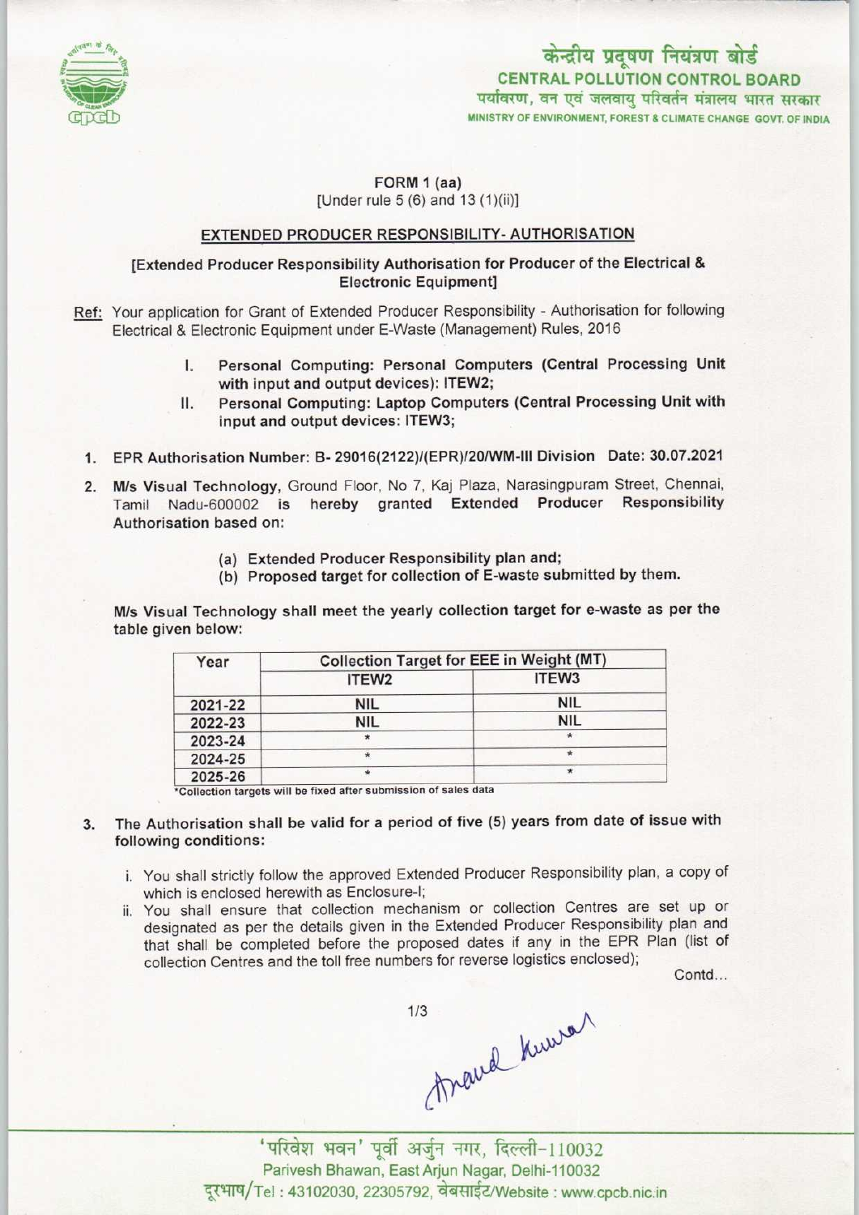केन्द्रीय प्रदूषण नियंत्रण बोर्ड
**CENTRAL POLLUTION CONTROL BOARD**
पर्यावरण, वन एवं जलवायु परिवर्तन मंत्रालय भारत सरकार
MINISTRY OF ENVIRONMENT, FOREST & CLIMATE CHANGE GOVT. OF INDIA

**FORM 1 (aa)**
[Under rule 5 (6) and 13 (1)(ii)]

**EXTENDED PRODUCER RESPONSIBILITY- AUTHORISATION**

**[Extended Producer Responsibility Authorisation for Producer of the Electrical & Electronic Equipment]**

Ref: Your application for Grant of Extended Producer Responsibility - Authorisation for following Electrical & Electronic Equipment under E-Waste (Management) Rules, 2016

I. **Personal Computing: Personal Computers (Central Processing Unit with input and output devices): ITEW2;**
II. **Personal Computing: Laptop Computers (Central Processing Unit with input and output devices: ITEW3;**

1. EPR Authorisation Number: B- 29016(2122)/(EPR)/20/WM-III Division Date: 30.07.2021

2. **M/s Visual Technology,** Ground Floor, No 7, Kaj Plaza, Narasingpuram Street, Chennai, Tamil Nadu-600002 **is hereby granted Extended Producer Responsibility** Authorisation based on:

   (a) Extended Producer Responsibility plan and;
   (b) Proposed target for collection of E-waste submitted by them.

**M/s Visual Technology shall meet the yearly collection target for e-waste as per the table given below:**

| Year | Collection Target for EEE in Weight (MT) | |
|---|---|---|
| | ITEW2 | ITEW3 |
| 2021-22 | NIL | NIL |
| 2022-23 | NIL | NIL |
| 2023-24 | * | * |
| 2024-25 | * | * |
| 2025-26 | * | * |

*Collection targets will be fixed after submission of sales data

3. The Authorisation shall be valid for a period of five (5) years from date of issue with following conditions:

   i. You shall strictly follow the approved Extended Producer Responsibility plan, a copy of which is enclosed herewith as Enclosure-I;
   ii. You shall ensure that collection mechanism or collection Centres are set up or designated as per the details given in the Extended Producer Responsibility plan and that shall be completed before the proposed dates if any in the EPR Plan (list of collection Centres and the toll free numbers for reverse logistics enclosed);

Contd...

'परिवेश भवन' पूर्वी अर्जुन नगर, दिल्ली-110032
Parivesh Bhawan, East Arjun Nagar, Delhi-110032
दूरभाष/Tel : 43102030, 22305792, वेबसाईट/Website : www.cpcb.nic.in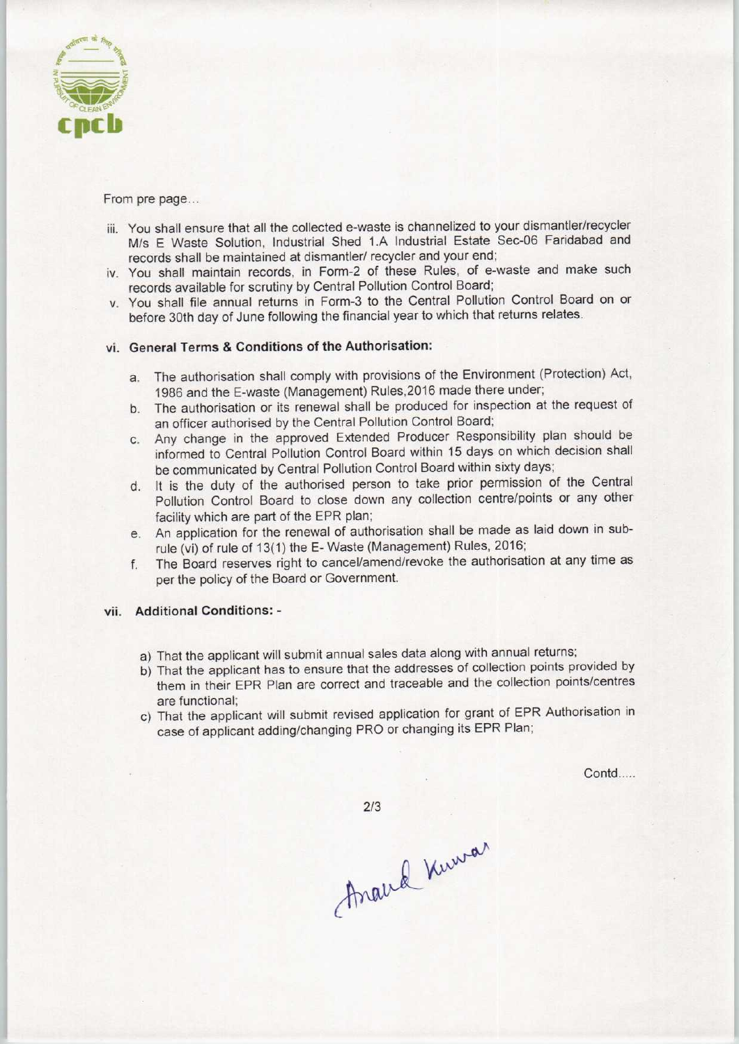From pre page...

iii. You shall ensure that all the collected e-waste is channelized to your dismantler/recycler M/s E Waste Solution, Industrial Shed 1.A Industrial Estate Sec-06 Faridabad and records shall be maintained at dismantler/ recycler and your end;
iv. You shall maintain records, in Form-2 of these Rules, of e-waste and make such records available for scrutiny by Central Pollution Control Board;
v. You shall file annual returns in Form-3 to the Central Pollution Control Board on or before 30th day of June following the financial year to which that returns relates.

### vi. General Terms & Conditions of the Authorisation:

a. The authorisation shall comply with provisions of the Environment (Protection) Act, 1986 and the E-waste (Management) Rules,2016 made there under;
b. The authorisation or its renewal shall be produced for inspection at the request of an officer authorised by the Central Pollution Control Board;
c. Any change in the approved Extended Producer Responsibility plan should be informed to Central Pollution Control Board within 15 days on which decision shall be communicated by Central Pollution Control Board within sixty days;
d. It is the duty of the authorised person to take prior permission of the Central Pollution Control Board to close down any collection centre/points or any other facility which are part of the EPR plan;
e. An application for the renewal of authorisation shall be made as laid down in sub-rule (vi) of rule of 13(1) the E- Waste (Management) Rules, 2016;
f. The Board reserves right to cancel/amend/revoke the authorisation at any time as per the policy of the Board or Government.

### vii. Additional Conditions: -

a) That the applicant will submit annual sales data along with annual returns;
b) That the applicant has to ensure that the addresses of collection points provided by them in their EPR Plan are correct and traceable and the collection points/centres are functional;
c) That the applicant will submit revised application for grant of EPR Authorisation in case of applicant adding/changing PRO or changing its EPR Plan;

Contd.....

Anand Kumar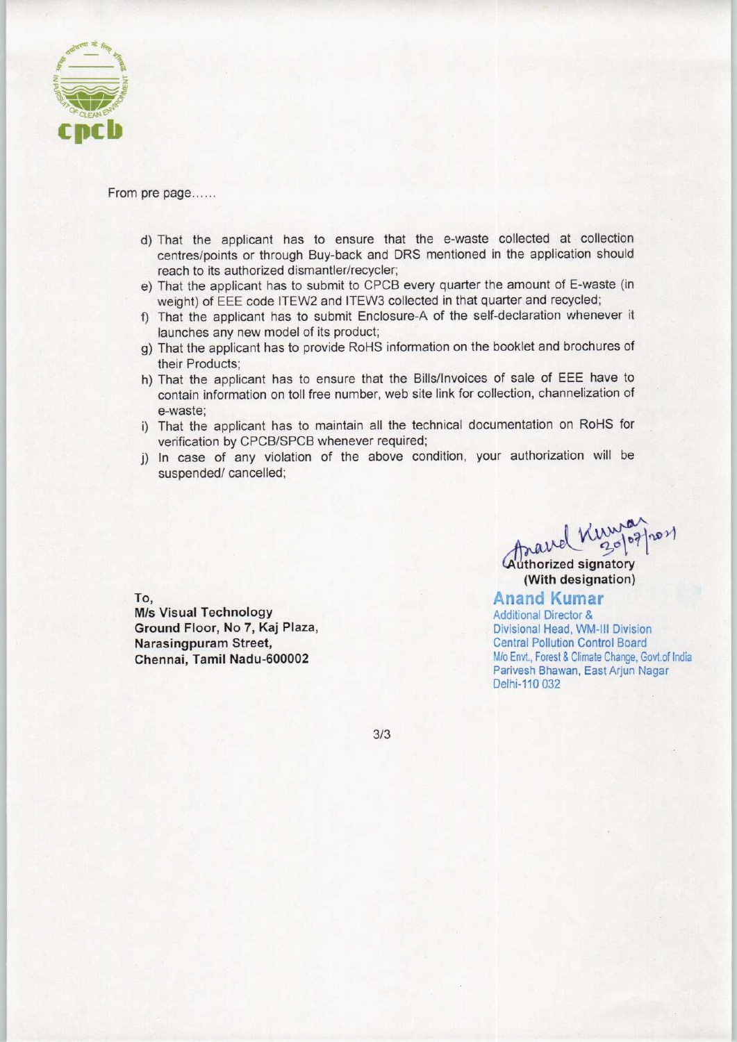From pre page......

d) That the applicant has to ensure that the e-waste collected at collection centres/points or through Buy-back and DRS mentioned in the application should reach to its authorized dismantler/recycler;
e) That the applicant has to submit to CPCB every quarter the amount of E-waste (in weight) of EEE code ITEW2 and ITEW3 collected in that quarter and recycled;
f) That the applicant has to submit Enclosure-A of the self-declaration whenever it launches any new model of its product;
g) That the applicant has to provide RoHS information on the booklet and brochures of their Products;
h) That the applicant has to ensure that the Bills/Invoices of sale of EEE have to contain information on toll free number, web site link for collection, channelization of e-waste;
i) That the applicant has to maintain all the technical documentation on RoHS for verification by CPCB/SPCB whenever required;
j) In case of any violation of the above condition, your authorization will be suspended/ cancelled;

Anand Kumar 30/07/2021

**Authorized signatory**
**(With designation)**

**Anand Kumar**
Additional Director &
Divisional Head, WM-III Division
Central Pollution Control Board
M/o Envt., Forest & Climate Change, Govt.of India
Parivesh Bhawan, East Arjun Nagar
Delhi-110 032

To,
**M/s Visual Technology**
**Ground Floor, No 7, Kaj Plaza,**
**Narasingpuram Street,**
**Chennai, Tamil Nadu-600002**